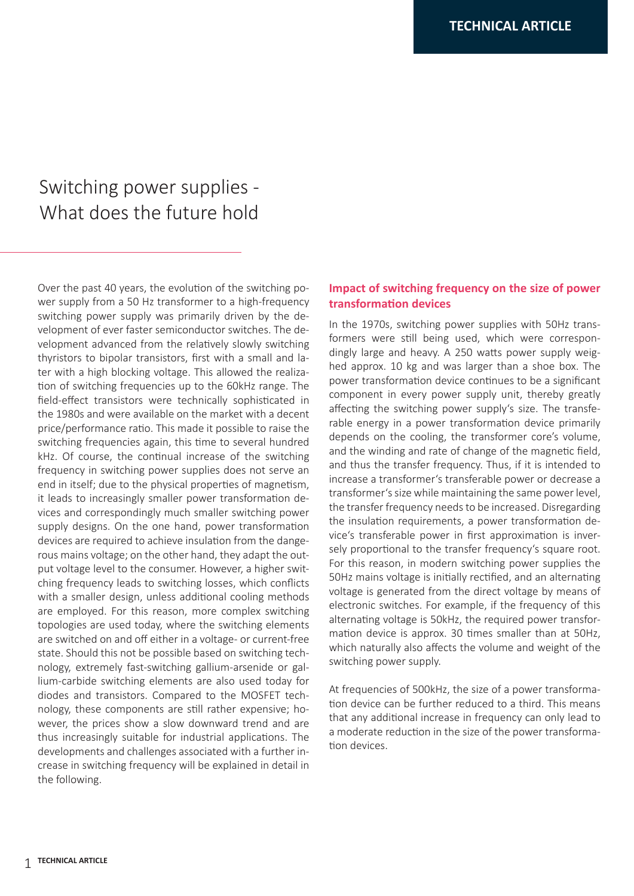# Switching power supplies - What does the future hold

Over the past 40 years, the evolution of the switching power supply from a 50 Hz transformer to a high-frequency switching power supply was primarily driven by the development of ever faster semiconductor switches. The development advanced from the relatively slowly switching thyristors to bipolar transistors, first with a small and later with a high blocking voltage. This allowed the realization of switching frequencies up to the 60kHz range. The field-effect transistors were technically sophisticated in the 1980s and were available on the market with a decent price/performance ratio. This made it possible to raise the switching frequencies again, this time to several hundred kHz. Of course, the continual increase of the switching frequency in switching power supplies does not serve an end in itself; due to the physical properties of magnetism, it leads to increasingly smaller power transformation devices and correspondingly much smaller switching power supply designs. On the one hand, power transformation devices are required to achieve insulation from the dangerous mains voltage; on the other hand, they adapt the output voltage level to the consumer. However, a higher switching frequency leads to switching losses, which conflicts with a smaller design, unless additional cooling methods are employed. For this reason, more complex switching topologies are used today, where the switching elements are switched on and off either in a voltage- or current-free state. Should this not be possible based on switching technology, extremely fast-switching gallium-arsenide or gallium-carbide switching elements are also used today for diodes and transistors. Compared to the MOSFET technology, these components are still rather expensive; however, the prices show a slow downward trend and are thus increasingly suitable for industrial applications. The developments and challenges associated with a further increase in switching frequency will be explained in detail in the following.

## Impact of switching frequency on the size of power transformation devices

In the 1970s, switching power supplies with 50Hz transformers were still being used, which were correspondingly large and heavy. A 250 watts power supply weighed approx. 10 kg and was larger than a shoe box. The power transformation device continues to be a significant component in every power supply unit, thereby greatly affecting the switching power supply's size. The transferable energy in a power transformation device primarily depends on the cooling, the transformer core's volume, and the winding and rate of change of the magnetic field, and thus the transfer frequency. Thus, if it is intended to increase a transformer's transferable power or decrease a transformer's size while maintaining the same power level, the transfer frequency needs to be increased. Disregarding the insulation requirements, a power transformation device's transferable power in first approximation is inversely proportional to the transfer frequency's square root. For this reason, in modern switching power supplies the 50Hz mains voltage is initially rectified, and an alternating voltage is generated from the direct voltage by means of electronic switches. For example, if the frequency of this alternating voltage is 50kHz, the required power transformation device is approx. 30 times smaller than at 50Hz, which naturally also affects the volume and weight of the switching power supply.

At frequencies of 500kHz, the size of a power transformation device can be further reduced to a third. This means that any additional increase in frequency can only lead to a moderate reduction in the size of the power transformation devices.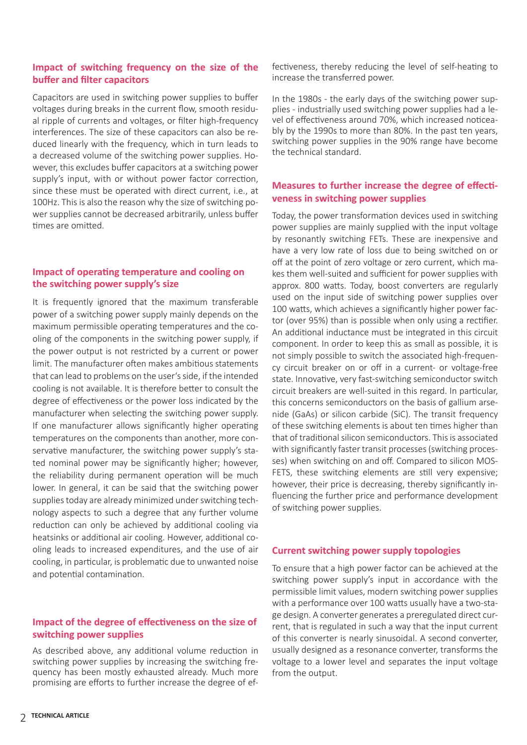## Impact of switching frequency on the size of the buffer and filter capacitors

Capacitors are used in switching power supplies to buffer voltages during breaks in the current flow, smooth residual ripple of currents and voltages, or filter high-frequency interferences. The size of these capacitors can also be reduced linearly with the frequency, which in turn leads to a decreased volume of the switching power supplies. However, this excludes buffer capacitors at a switching power supply's input, with or without power factor correction, since these must be operated with direct current, i.e., at 100Hz. This is also the reason why the size of switching power supplies cannot be decreased arbitrarily, unless buffer times are omitted.

## Impact of operating temperature and cooling on the switching power supply's size

It is frequently ignored that the maximum transferable power of a switching power supply mainly depends on the maximum permissible operating temperatures and the cooling of the components in the switching power supply, if the power output is not restricted by a current or power limit. The manufacturer often makes ambitious statements that can lead to problems on the user's side, if the intended cooling is not available. It is therefore better to consult the degree of effectiveness or the power loss indicated by the manufacturer when selecting the switching power supply. If one manufacturer allows significantly higher operating temperatures on the components than another, more conservative manufacturer, the switching power supply's stated nominal power may be significantly higher; however, the reliability during permanent operation will be much lower. In general, it can be said that the switching power supplies today are already minimized under switching technology aspects to such a degree that any further volume reduction can only be achieved by additional cooling via heatsinks or additional air cooling. However, additional cooling leads to increased expenditures, and the use of air cooling, in particular, is problematic due to unwanted noise and potential contamination.

## Impact of the degree of effectiveness on the size of switching power supplies

As described above, any additional volume reduction in switching power supplies by increasing the switching frequency has been mostly exhausted already. Much more promising are efforts to further increase the degree of effectiveness, thereby reducing the level of self-heating to increase the transferred power.

In the 1980s - the early days of the switching power supplies - industrially used switching power supplies had a level of effectiveness around 70%, which increased noticeably by the 1990s to more than 80%. In the past ten years, switching power supplies in the 90% range have become the technical standard.

## Measures to further increase the degree of effectiveness in switching power supplies

Today, the power transformation devices used in switching power supplies are mainly supplied with the input voltage by resonantly switching FETs. These are inexpensive and have a very low rate of loss due to being switched on or off at the point of zero voltage or zero current, which makes them well-suited and sufficient for power supplies with approx. 800 watts. Today, boost converters are regularly used on the input side of switching power supplies over 100 watts, which achieves a significantly higher power factor (over 95%) than is possible when only using a rectifier. An additional inductance must be integrated in this circuit component. In order to keep this as small as possible, it is not simply possible to switch the associated high-frequency circuit breaker on or off in a current- or voltage-free state. Innovative, very fast-switching semiconductor switch circuit breakers are well-suited in this regard. In particular, this concerns semiconductors on the basis of gallium arsenide (GaAs) or silicon carbide (SiC). The transit frequency of these switching elements is about ten times higher than that of traditional silicon semiconductors. This is associated with significantly faster transit processes (switching processes) when switching on and off. Compared to silicon MOSFETS, these switching elements are still very expensive; however, their price is decreasing, thereby significantly influencing the further price and performance development of switching power supplies.

## Current switching power supply topologies

To ensure that a high power factor can be achieved at the switching power supply's input in accordance with the permissible limit values, modern switching power supplies with a performance over 100 watts usually have a two-stage design. A converter generates a preregulated direct current, that is regulated in such a way that the input current of this converter is nearly sinusoidal. A second converter, usually designed as a resonance converter, transforms the voltage to a lower level and separates the input voltage from the output.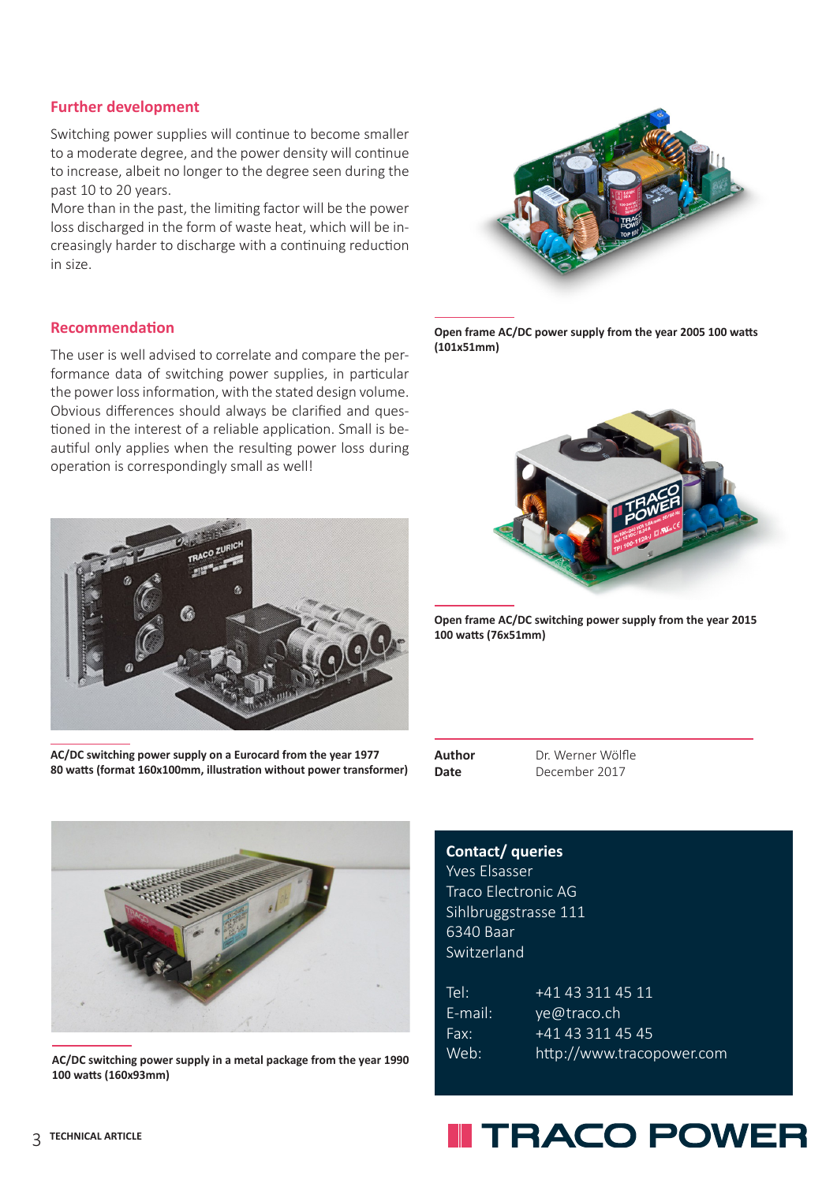## Further development

Switching power supplies will continue to become smaller to a moderate degree, and the power density will continue to increase, albeit no longer to the degree seen during the past 10 to 20 years.
More than in the past, the limiting factor will be the power loss discharged in the form of waste heat, which will be increasingly harder to discharge with a continuing reduction in size.

## Recommendation

The user is well advised to correlate and compare the performance data of switching power supplies, in particular the power loss information, with the stated design volume. Obvious differences should always be clarified and questioned in the interest of a reliable application. Small is beautiful only applies when the resulting power loss during operation is correspondingly small as well!

**AC/DC switching power supply on a Eurocard from the year 1977 80 watts (format 160x100mm, illustration without power transformer)**

**AC/DC switching power supply in a metal package from the year 1990 100 watts (160x93mm)**

**Open frame AC/DC power supply from the year 2005 100 watts (101x51mm)**

**Open frame AC/DC switching power supply from the year 2015 100 watts (76x51mm)**

**Author** Dr. Werner Wölfle
**Date** December 2017

**Contact/ queries**
Yves Elsasser
Traco Electronic AG
Sihlbruggstrasse 111
6340 Baar
Switzerland

| | |
|---|---|
| Tel: | +41 43 311 45 11 |
| E-mail: | ye@traco.ch |
| Fax: | +41 43 311 45 45 |
| Web: | http://www.tracopower.com |

TECHNICAL ARTICLE

TRACO POWER